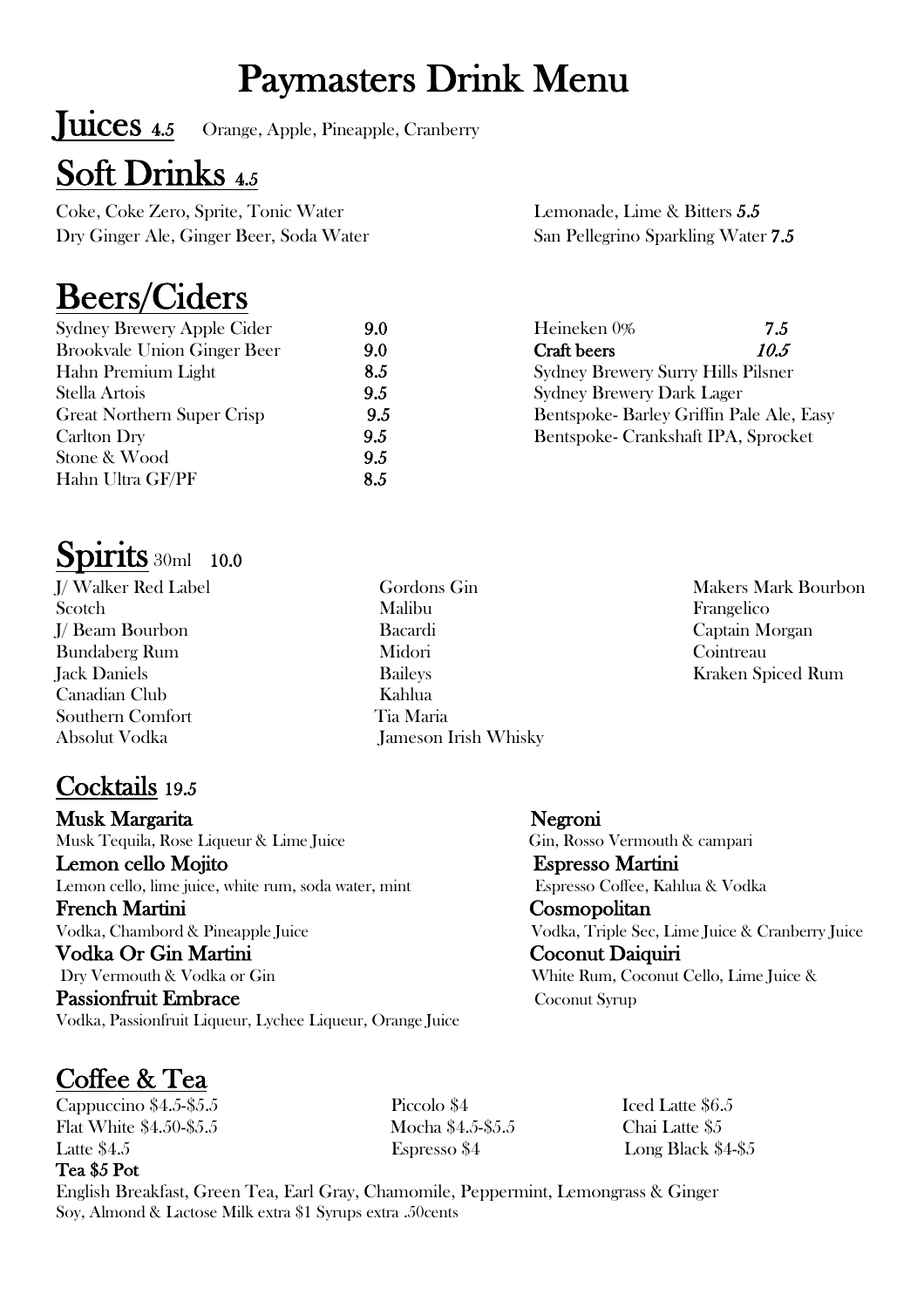# Paymasters Drink Menu

## Juices *4.5*

Orange, Apple, Pineapple, Cranberry

## Soft Drinks *4.5*

Coke, Coke Zero, Sprite, Tonic Water
Dry Ginger Ale, Ginger Beer, Soda Water

Lemonade, Lime & Bitters *5.5*
San Pellegrino Sparkling Water *7.5*

## Beers/Ciders

| | |
|---|---|
| Sydney Brewery Apple Cider | 9.0 |
| Brookvale Union Ginger Beer | 9.0 |
| Hahn Premium Light | 8.5 |
| Stella Artois | 9.5 |
| Great Northern Super Crisp | 9.5 |
| Carlton Dry | 9.5 |
| Stone & Wood | 9.5 |
| Hahn Ultra GF/PF | 8.5 |
| Heineken 0% | 7.5 |
| **Craft beers** | ***10.5*** |

Sydney Brewery Surry Hills Pilsner
Sydney Brewery Dark Lager
Bentspoke- Barley Griffin Pale Ale, Easy
Bentspoke- Crankshaft IPA, Sprocket

## Spirits 30ml **10.0**

J/ Walker Red Label
Scotch
J/ Beam Bourbon
Bundaberg Rum
Jack Daniels
Canadian Club
Southern Comfort
Absolut Vodka
Gordons Gin
Malibu
Bacardi
Midori
Baileys
Kahlua
Tia Maria
Jameson Irish Whisky
Makers Mark Bourbon
Frangelico
Captain Morgan
Cointreau
Kraken Spiced Rum

## Cocktails *19.5*

**Musk Margarita**
Musk Tequila, Rose Liqueur & Lime Juice

**Lemon cello Mojito**
Lemon cello, lime juice, white rum, soda water, mint

**French Martini**
Vodka, Chambord & Pineapple Juice

**Vodka Or Gin Martini**
Dry Vermouth & Vodka or Gin

**Passionfruit Embrace**
Vodka, Passionfruit Liqueur, Lychee Liqueur, Orange Juice

**Negroni**
Gin, Rosso Vermouth & campari

**Espresso Martini**
Espresso Coffee, Kahlua & Vodka

**Cosmopolitan**
Vodka, Triple Sec, Lime Juice & Cranberry Juice

**Coconut Daiquiri**
White Rum, Coconut Cello, Lime Juice & Coconut Syrup

## Coffee & Tea

Cappuccino $4.5-$5.5
Flat White $4.50-$5.5
Latte $4.5
Piccolo $4
Mocha $4.5-$5.5
Espresso $4
Iced Latte $6.5
Chai Latte $5
Long Black $4-$5

**Tea $5 Pot**

English Breakfast, Green Tea, Earl Gray, Chamomile, Peppermint, Lemongrass & Ginger
Soy, Almond & Lactose Milk extra $1 Syrups extra .50cents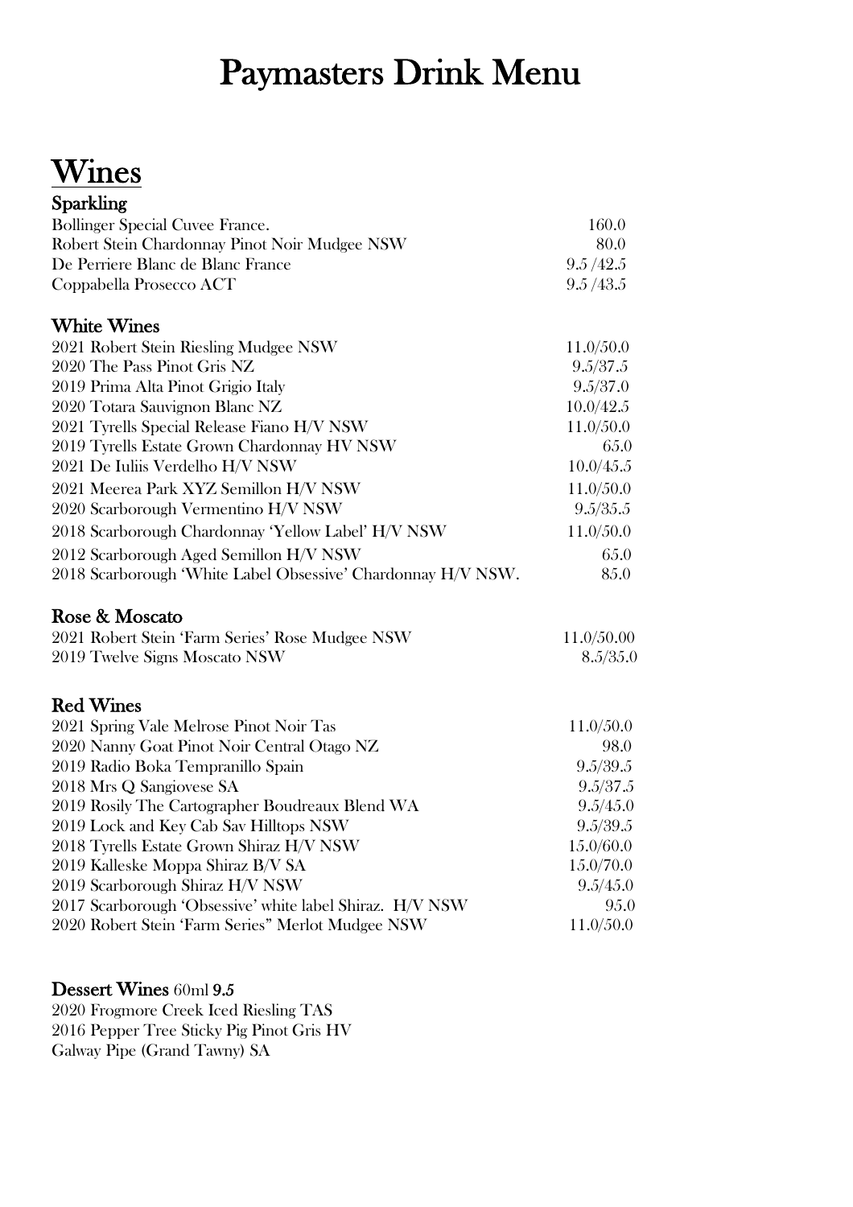# Paymasters Drink Menu

## Wines

### Sparkling

| | |
|---|---|
| Bollinger Special Cuvee France. | 160.0 |
| Robert Stein Chardonnay Pinot Noir Mudgee NSW | 80.0 |
| De Perriere Blanc de Blanc France | 9.5 /42.5 |
| Coppabella Prosecco ACT | 9.5 /43.5 |

### White Wines

| | |
|---|---|
| 2021 Robert Stein Riesling Mudgee NSW | 11.0/50.0 |
| 2020 The Pass Pinot Gris NZ | 9.5/37.5 |
| 2019 Prima Alta Pinot Grigio Italy | 9.5/37.0 |
| 2020 Totara Sauvignon Blanc NZ | 10.0/42.5 |
| 2021 Tyrells Special Release Fiano H/V NSW | 11.0/50.0 |
| 2019 Tyrells Estate Grown Chardonnay HV NSW | 65.0 |
| 2021 De Iuliis Verdelho H/V NSW | 10.0/45.5 |
| 2021 Meerea Park XYZ Semillon H/V NSW | 11.0/50.0 |
| 2020 Scarborough Vermentino H/V NSW | 9.5/35.5 |
| 2018 Scarborough Chardonnay 'Yellow Label' H/V NSW | 11.0/50.0 |
| 2012 Scarborough Aged Semillon H/V NSW | 65.0 |
| 2018 Scarborough 'White Label Obsessive' Chardonnay H/V NSW. | 85.0 |

### Rose & Moscato

| | |
|---|---|
| 2021 Robert Stein 'Farm Series' Rose Mudgee NSW | 11.0/50.00 |
| 2019 Twelve Signs Moscato NSW | 8.5/35.0 |

### Red Wines

| | |
|---|---|
| 2021 Spring Vale Melrose Pinot Noir Tas | 11.0/50.0 |
| 2020 Nanny Goat Pinot Noir Central Otago NZ | 98.0 |
| 2019 Radio Boka Tempranillo Spain | 9.5/39.5 |
| 2018 Mrs Q Sangiovese SA | 9.5/37.5 |
| 2019 Rosily The Cartographer Boudreaux Blend WA | 9.5/45.0 |
| 2019 Lock and Key Cab Sav Hilltops NSW | 9.5/39.5 |
| 2018 Tyrells Estate Grown Shiraz H/V NSW | 15.0/60.0 |
| 2019 Kalleske Moppa Shiraz B/V SA | 15.0/70.0 |
| 2019 Scarborough Shiraz H/V NSW | 9.5/45.0 |
| 2017 Scarborough 'Obsessive' white label Shiraz. H/V NSW | 95.0 |
| 2020 Robert Stein 'Farm Series" Merlot Mudgee NSW | 11.0/50.0 |

### Dessert Wines 60ml 9.5

2020 Frogmore Creek Iced Riesling TAS
2016 Pepper Tree Sticky Pig Pinot Gris HV
Galway Pipe (Grand Tawny) SA